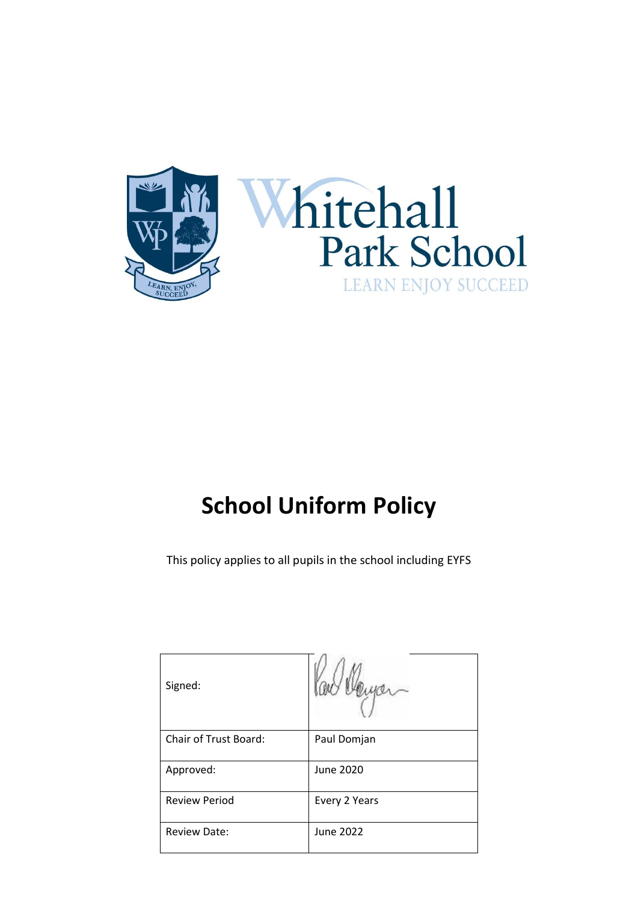Whitehall Park School

LEARN ENJOY SUCCEED

# School Uniform Policy

This policy applies to all pupils in the school including EYFS

| | |
|---|---|
| Signed: | |
| Chair of Trust Board: | Paul Domjan |
| Approved: | June 2020 |
| Review Period | Every 2 Years |
| Review Date: | June 2022 |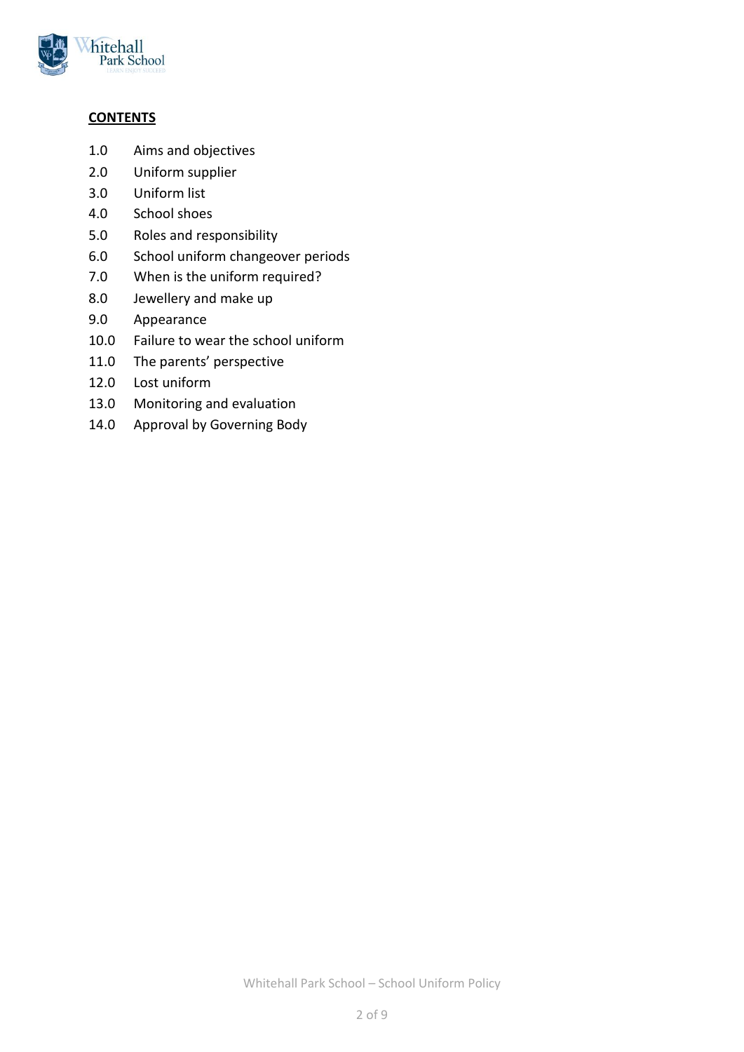**CONTENTS**

1.0 Aims and objectives
2.0 Uniform supplier
3.0 Uniform list
4.0 School shoes
5.0 Roles and responsibility
6.0 School uniform changeover periods
7.0 When is the uniform required?
8.0 Jewellery and make up
9.0 Appearance
10.0 Failure to wear the school uniform
11.0 The parents' perspective
12.0 Lost uniform
13.0 Monitoring and evaluation
14.0 Approval by Governing Body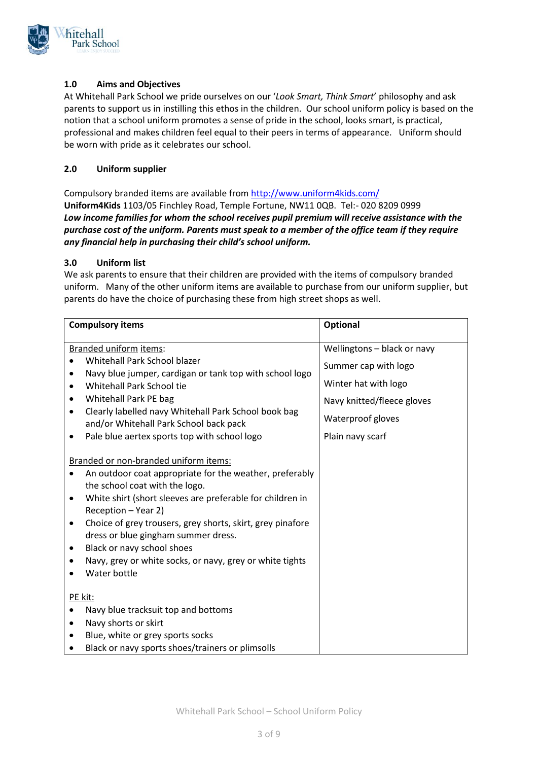## 1.0 Aims and Objectives

At Whitehall Park School we pride ourselves on our '*Look Smart, Think Smart*' philosophy and ask parents to support us in instilling this ethos in the children. Our school uniform policy is based on the notion that a school uniform promotes a sense of pride in the school, looks smart, is practical, professional and makes children feel equal to their peers in terms of appearance. Uniform should be worn with pride as it celebrates our school.

## 2.0 Uniform supplier

Compulsory branded items are available from [http://www.uniform4kids.com/](http://www.uniform4kids.com/)
**Uniform4Kids** 1103/05 Finchley Road, Temple Fortune, NW11 0QB. Tel:- 020 8209 0999
***Low income families for whom the school receives pupil premium will receive assistance with the purchase cost of the uniform. Parents must speak to a member of the office team if they require any financial help in purchasing their child's school uniform.***

## 3.0 Uniform list

We ask parents to ensure that their children are provided with the items of compulsory branded uniform. Many of the other uniform items are available to purchase from our uniform supplier, but parents do have the choice of purchasing these from high street shops as well.

| Compulsory items | Optional |
| --- | --- |
| Branded uniform items:<br>• Whitehall Park School blazer<br>• Navy blue jumper, cardigan or tank top with school logo<br>• Whitehall Park School tie<br>• Whitehall Park PE bag<br>• Clearly labelled navy Whitehall Park School book bag and/or Whitehall Park School back pack<br>• Pale blue aertex sports top with school logo<br><br>Branded or non-branded uniform items:<br>• An outdoor coat appropriate for the weather, preferably the school coat with the logo.<br>• White shirt (short sleeves are preferable for children in Reception – Year 2)<br>• Choice of grey trousers, grey shorts, skirt, grey pinafore dress or blue gingham summer dress.<br>• Black or navy school shoes<br>• Navy, grey or white socks, or navy, grey or white tights<br>• Water bottle<br><br>PE kit:<br>• Navy blue tracksuit top and bottoms<br>• Navy shorts or skirt<br>• Blue, white or grey sports socks<br>• Black or navy sports shoes/trainers or plimsolls | Wellingtons – black or navy<br>Summer cap with logo<br>Winter hat with logo<br>Navy knitted/fleece gloves<br>Waterproof gloves<br>Plain navy scarf |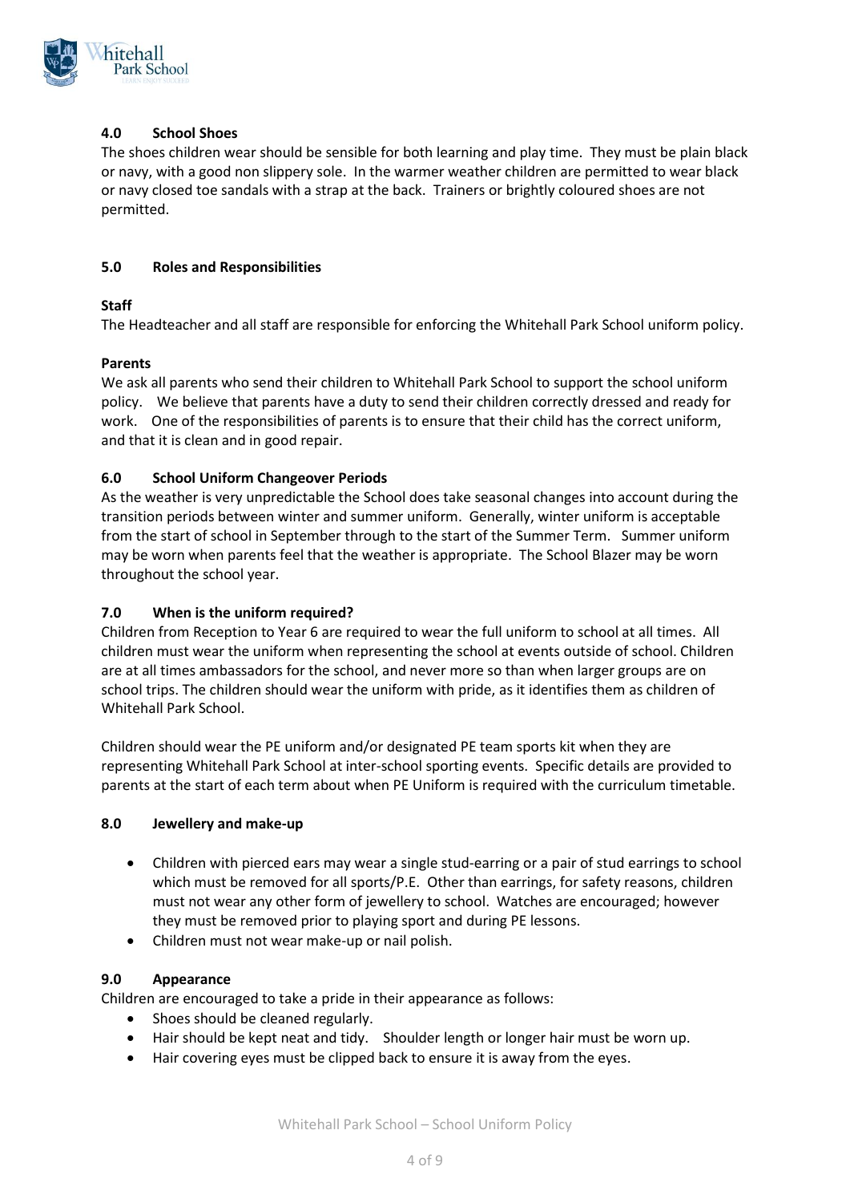## 4.0 School Shoes

The shoes children wear should be sensible for both learning and play time. They must be plain black or navy, with a good non slippery sole. In the warmer weather children are permitted to wear black or navy closed toe sandals with a strap at the back. Trainers or brightly coloured shoes are not permitted.

## 5.0 Roles and Responsibilities

**Staff**

The Headteacher and all staff are responsible for enforcing the Whitehall Park School uniform policy.

**Parents**

We ask all parents who send their children to Whitehall Park School to support the school uniform policy. We believe that parents have a duty to send their children correctly dressed and ready for work. One of the responsibilities of parents is to ensure that their child has the correct uniform, and that it is clean and in good repair.

## 6.0 School Uniform Changeover Periods

As the weather is very unpredictable the School does take seasonal changes into account during the transition periods between winter and summer uniform. Generally, winter uniform is acceptable from the start of school in September through to the start of the Summer Term. Summer uniform may be worn when parents feel that the weather is appropriate. The School Blazer may be worn throughout the school year.

## 7.0 When is the uniform required?

Children from Reception to Year 6 are required to wear the full uniform to school at all times. All children must wear the uniform when representing the school at events outside of school. Children are at all times ambassadors for the school, and never more so than when larger groups are on school trips. The children should wear the uniform with pride, as it identifies them as children of Whitehall Park School.

Children should wear the PE uniform and/or designated PE team sports kit when they are representing Whitehall Park School at inter-school sporting events. Specific details are provided to parents at the start of each term about when PE Uniform is required with the curriculum timetable.

## 8.0 Jewellery and make-up

- Children with pierced ears may wear a single stud-earring or a pair of stud earrings to school which must be removed for all sports/P.E. Other than earrings, for safety reasons, children must not wear any other form of jewellery to school. Watches are encouraged; however they must be removed prior to playing sport and during PE lessons.
- Children must not wear make-up or nail polish.

## 9.0 Appearance

Children are encouraged to take a pride in their appearance as follows:

- Shoes should be cleaned regularly.
- Hair should be kept neat and tidy. Shoulder length or longer hair must be worn up.
- Hair covering eyes must be clipped back to ensure it is away from the eyes.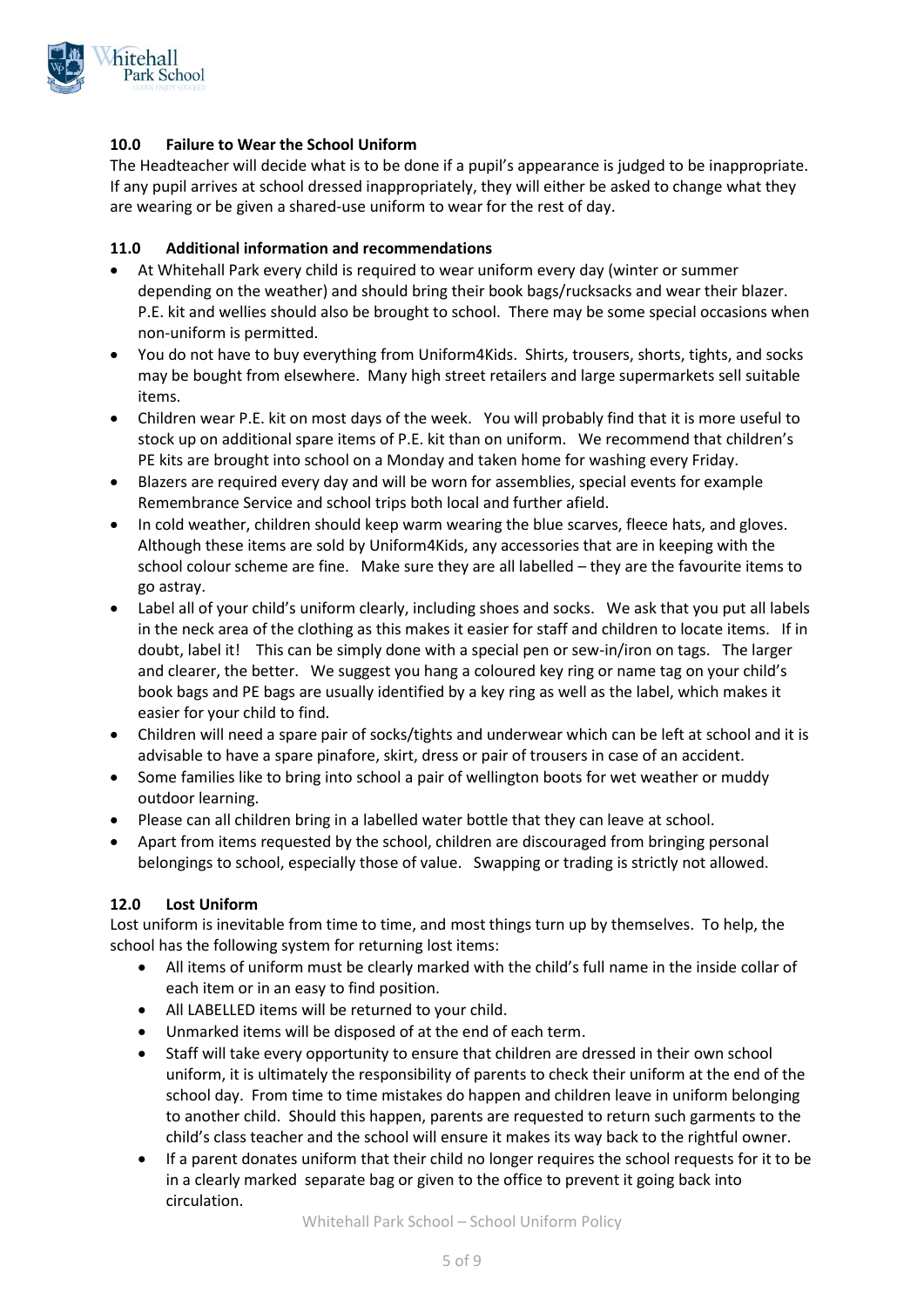### 10.0 Failure to Wear the School Uniform

The Headteacher will decide what is to be done if a pupil's appearance is judged to be inappropriate. If any pupil arrives at school dressed inappropriately, they will either be asked to change what they are wearing or be given a shared-use uniform to wear for the rest of day.

### 11.0 Additional information and recommendations

- At Whitehall Park every child is required to wear uniform every day (winter or summer depending on the weather) and should bring their book bags/rucksacks and wear their blazer. P.E. kit and wellies should also be brought to school. There may be some special occasions when non-uniform is permitted.
- You do not have to buy everything from Uniform4Kids. Shirts, trousers, shorts, tights, and socks may be bought from elsewhere. Many high street retailers and large supermarkets sell suitable items.
- Children wear P.E. kit on most days of the week. You will probably find that it is more useful to stock up on additional spare items of P.E. kit than on uniform. We recommend that children's PE kits are brought into school on a Monday and taken home for washing every Friday.
- Blazers are required every day and will be worn for assemblies, special events for example Remembrance Service and school trips both local and further afield.
- In cold weather, children should keep warm wearing the blue scarves, fleece hats, and gloves. Although these items are sold by Uniform4Kids, any accessories that are in keeping with the school colour scheme are fine. Make sure they are all labelled – they are the favourite items to go astray.
- Label all of your child's uniform clearly, including shoes and socks. We ask that you put all labels in the neck area of the clothing as this makes it easier for staff and children to locate items. If in doubt, label it! This can be simply done with a special pen or sew-in/iron on tags. The larger and clearer, the better. We suggest you hang a coloured key ring or name tag on your child's book bags and PE bags are usually identified by a key ring as well as the label, which makes it easier for your child to find.
- Children will need a spare pair of socks/tights and underwear which can be left at school and it is advisable to have a spare pinafore, skirt, dress or pair of trousers in case of an accident.
- Some families like to bring into school a pair of wellington boots for wet weather or muddy outdoor learning.
- Please can all children bring in a labelled water bottle that they can leave at school.
- Apart from items requested by the school, children are discouraged from bringing personal belongings to school, especially those of value. Swapping or trading is strictly not allowed.

### 12.0 Lost Uniform

Lost uniform is inevitable from time to time, and most things turn up by themselves. To help, the school has the following system for returning lost items:

- All items of uniform must be clearly marked with the child's full name in the inside collar of each item or in an easy to find position.
- All LABELLED items will be returned to your child.
- Unmarked items will be disposed of at the end of each term.
- Staff will take every opportunity to ensure that children are dressed in their own school uniform, it is ultimately the responsibility of parents to check their uniform at the end of the school day. From time to time mistakes do happen and children leave in uniform belonging to another child. Should this happen, parents are requested to return such garments to the child's class teacher and the school will ensure it makes its way back to the rightful owner.
- If a parent donates uniform that their child no longer requires the school requests for it to be in a clearly marked separate bag or given to the office to prevent it going back into circulation.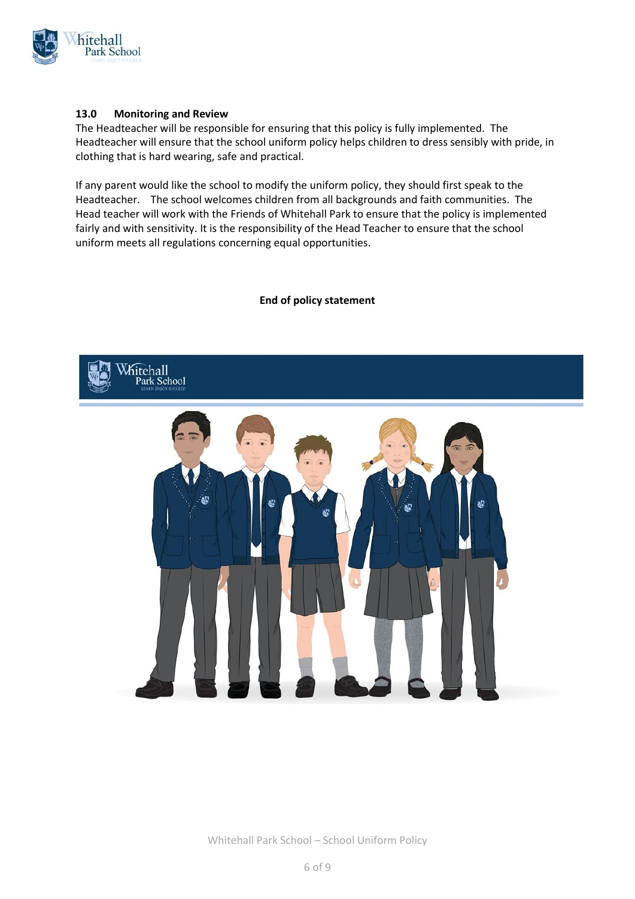## 13.0 Monitoring and Review

The Headteacher will be responsible for ensuring that this policy is fully implemented. The Headteacher will ensure that the school uniform policy helps children to dress sensibly with pride, in clothing that is hard wearing, safe and practical.

If any parent would like the school to modify the uniform policy, they should first speak to the Headteacher. The school welcomes children from all backgrounds and faith communities. The Head teacher will work with the Friends of Whitehall Park to ensure that the policy is implemented fairly and with sensitivity. It is the responsibility of the Head Teacher to ensure that the school uniform meets all regulations concerning equal opportunities.

**End of policy statement**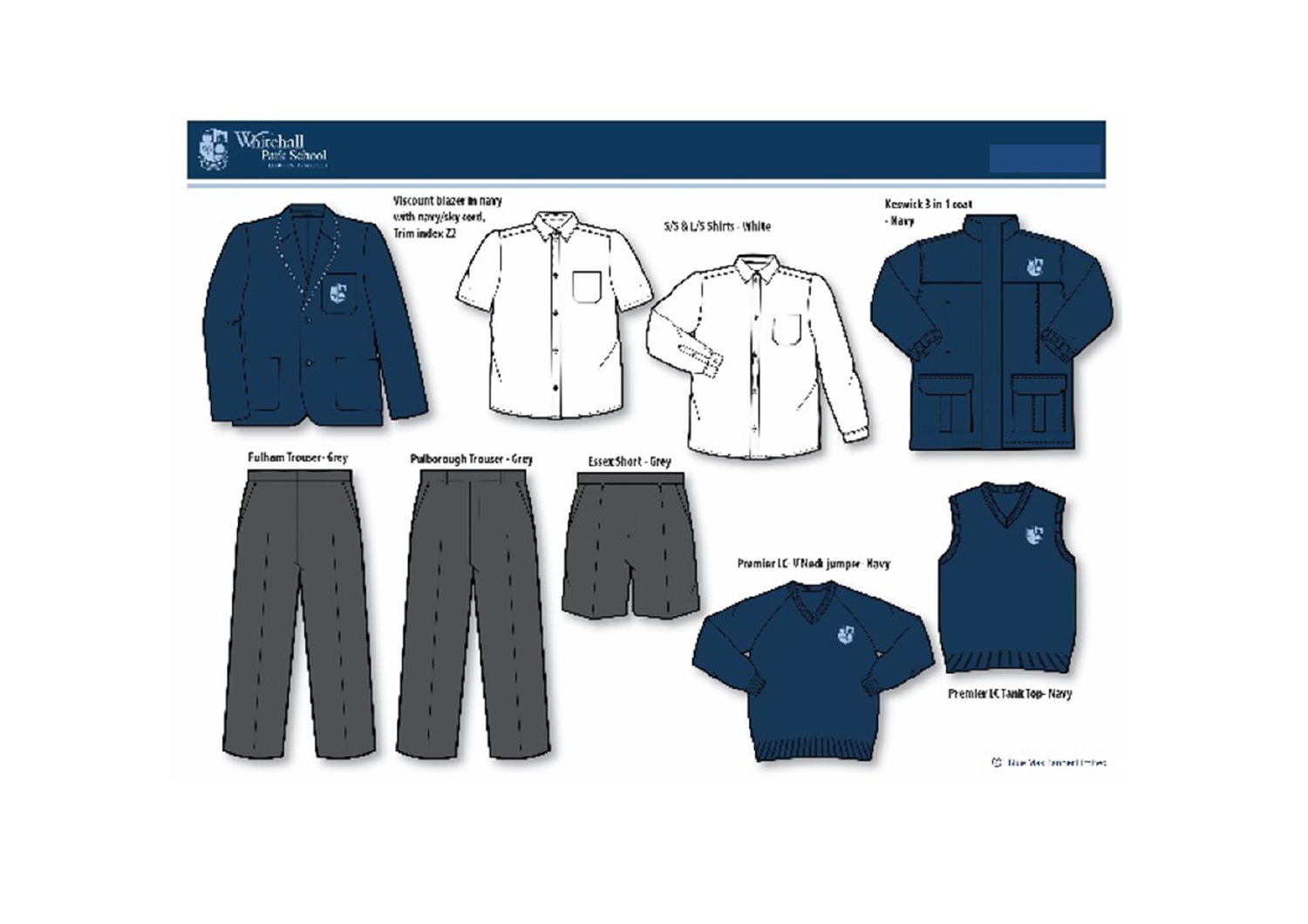Whitehall Park School

Viscount blazer in navy with navy/sky cord, Trim index Z2

S/S & L/S Shirts - White

Keswick 3 in 1 coat - Navy

Fulham Trouser - Grey

Pulborough Trouser - Grey

Essex Short - Grey

Premier LC V Neck jumper - Navy

Premier LC Tank Top - Navy

© Blue Max Banner Limited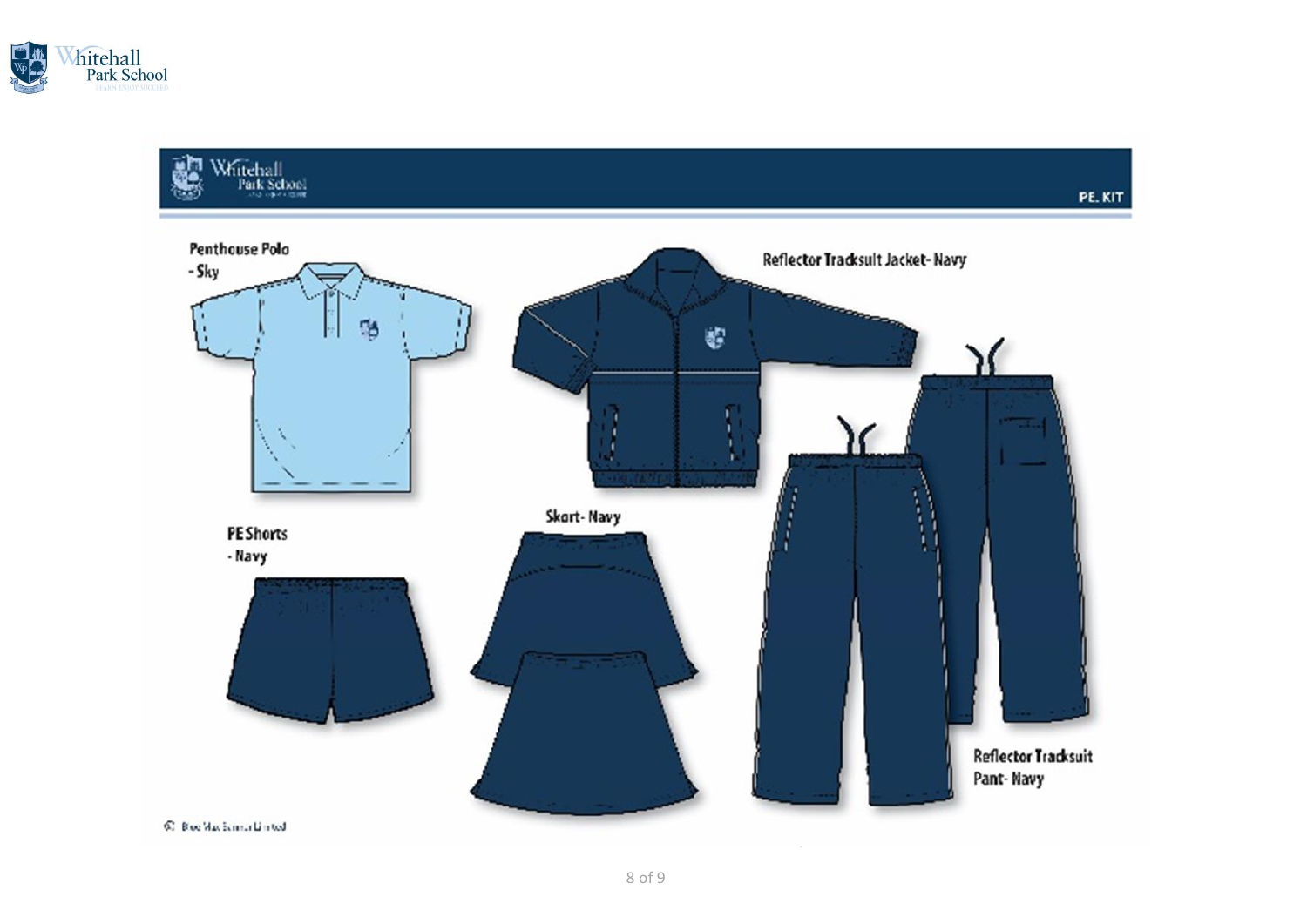## PE. KIT

Penthouse Polo - Sky

Reflector Tracksuit Jacket- Navy

PE Shorts - Navy

Skort- Navy

Reflector Tracksuit Pant- Navy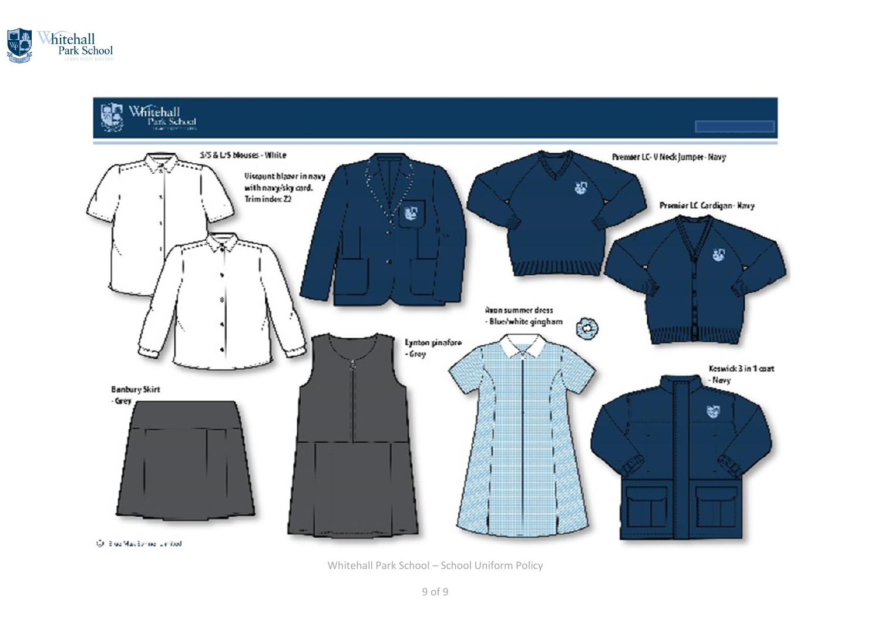S/S & L/S blouses - White

Viscount blazer in navy with navy/sky cord. Trim index Z2

Premier LC- V Neck Jumper- Navy

Premier LC Cardigan- Navy

Avon summer dress - Blue/white gingham

Lynton pinafore - Grey

Banbury Skirt - Grey

Keswick 3 in 1 coat - Navy